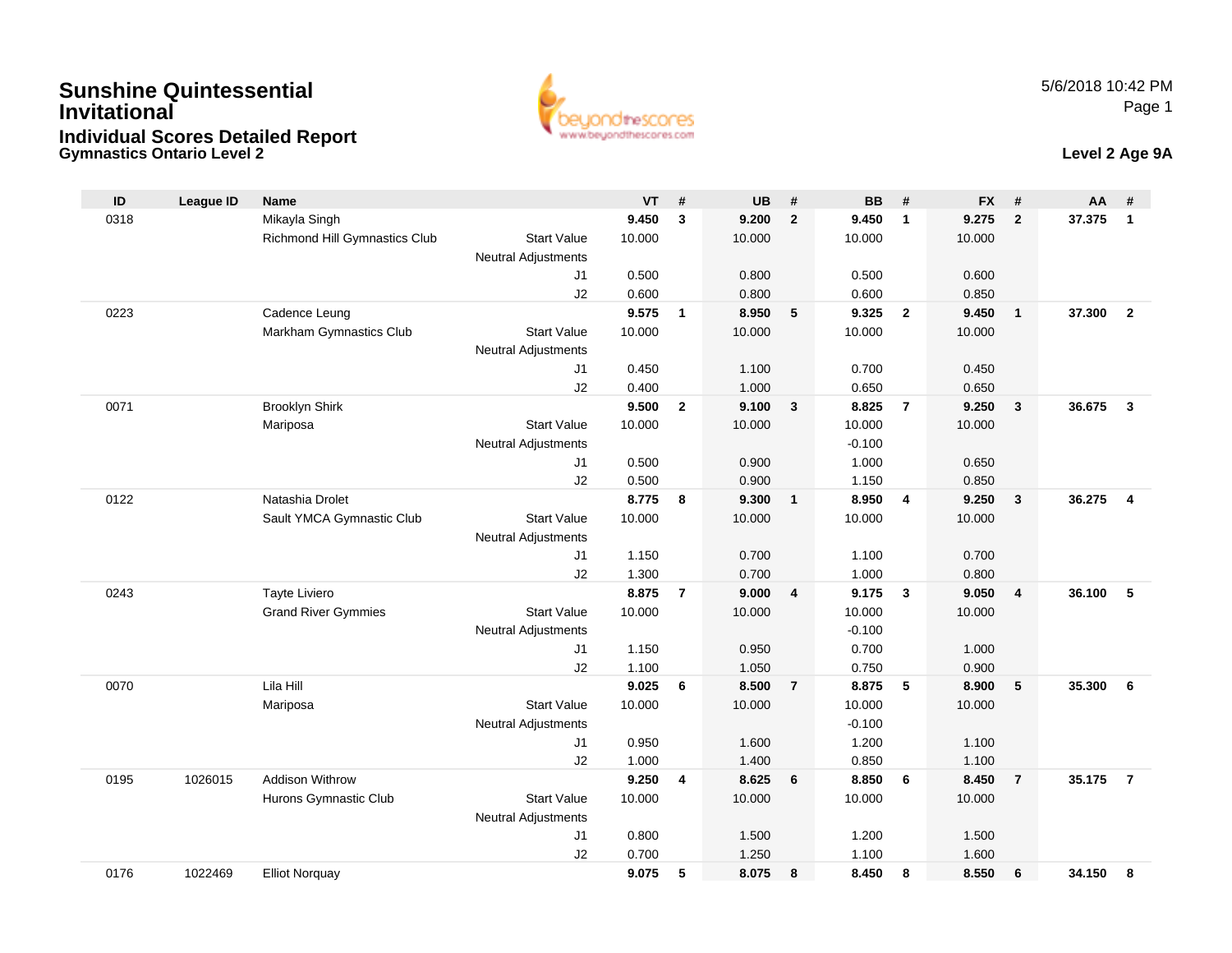# Sunshine Quintessential Invitational

## Individual Scores Detailed Report

**Gymnastics Ontario Level 2**

5/6/2018 10:42 PM

**Level 2 Age 9A**

| ID | League ID | Name | | VT | # | UB | # | BB | # | FX | # | AA | # |
|---|---|---|---|---|---|---|---|---|---|---|---|---|---|
| 0318 | | Mikayla Singh | | **9.450** | **3** | **9.200** | **2** | **9.450** | **1** | **9.275** | **2** | **37.375** | **1** |
| | | Richmond Hill Gymnastics Club | Start Value | 10.000 | | 10.000 | | 10.000 | | 10.000 | | | |
| | | | Neutral Adjustments | | | | | | | | | | |
| | | | J1 | 0.500 | | 0.800 | | 0.500 | | 0.600 | | | |
| | | | J2 | 0.600 | | 0.800 | | 0.600 | | 0.850 | | | |
| 0223 | | Cadence Leung | | **9.575** | **1** | **8.950** | **5** | **9.325** | **2** | **9.450** | **1** | **37.300** | **2** |
| | | Markham Gymnastics Club | Start Value | 10.000 | | 10.000 | | 10.000 | | 10.000 | | | |
| | | | Neutral Adjustments | | | | | | | | | | |
| | | | J1 | 0.450 | | 1.100 | | 0.700 | | 0.450 | | | |
| | | | J2 | 0.400 | | 1.000 | | 0.650 | | 0.650 | | | |
| 0071 | | Brooklyn Shirk | | **9.500** | **2** | **9.100** | **3** | **8.825** | **7** | **9.250** | **3** | **36.675** | **3** |
| | | Mariposa | Start Value | 10.000 | | 10.000 | | 10.000 | | 10.000 | | | |
| | | | Neutral Adjustments | | | | | -0.100 | | | | | |
| | | | J1 | 0.500 | | 0.900 | | 1.000 | | 0.650 | | | |
| | | | J2 | 0.500 | | 0.900 | | 1.150 | | 0.850 | | | |
| 0122 | | Natashia Drolet | | **8.775** | **8** | **9.300** | **1** | **8.950** | **4** | **9.250** | **3** | **36.275** | **4** |
| | | Sault YMCA Gymnastic Club | Start Value | 10.000 | | 10.000 | | 10.000 | | 10.000 | | | |
| | | | Neutral Adjustments | | | | | | | | | | |
| | | | J1 | 1.150 | | 0.700 | | 1.100 | | 0.700 | | | |
| | | | J2 | 1.300 | | 0.700 | | 1.000 | | 0.800 | | | |
| 0243 | | Tayte Liviero | | **8.875** | **7** | **9.000** | **4** | **9.175** | **3** | **9.050** | **4** | **36.100** | **5** |
| | | Grand River Gymmies | Start Value | 10.000 | | 10.000 | | 10.000 | | 10.000 | | | |
| | | | Neutral Adjustments | | | | | -0.100 | | | | | |
| | | | J1 | 1.150 | | 0.950 | | 0.700 | | 1.000 | | | |
| | | | J2 | 1.100 | | 1.050 | | 0.750 | | 0.900 | | | |
| 0070 | | Lila Hill | | **9.025** | **6** | **8.500** | **7** | **8.875** | **5** | **8.900** | **5** | **35.300** | **6** |
| | | Mariposa | Start Value | 10.000 | | 10.000 | | 10.000 | | 10.000 | | | |
| | | | Neutral Adjustments | | | | | -0.100 | | | | | |
| | | | J1 | 0.950 | | 1.600 | | 1.200 | | 1.100 | | | |
| | | | J2 | 1.000 | | 1.400 | | 0.850 | | 1.100 | | | |
| 0195 | 1026015 | Addison Withrow | | **9.250** | **4** | **8.625** | **6** | **8.850** | **6** | **8.450** | **7** | **35.175** | **7** |
| | | Hurons Gymnastic Club | Start Value | 10.000 | | 10.000 | | 10.000 | | 10.000 | | | |
| | | | Neutral Adjustments | | | | | | | | | | |
| | | | J1 | 0.800 | | 1.500 | | 1.200 | | 1.500 | | | |
| | | | J2 | 0.700 | | 1.250 | | 1.100 | | 1.600 | | | |
| 0176 | 1022469 | Elliot Norquay | | **9.075** | **5** | **8.075** | **8** | **8.450** | **8** | **8.550** | **6** | **34.150** | **8** |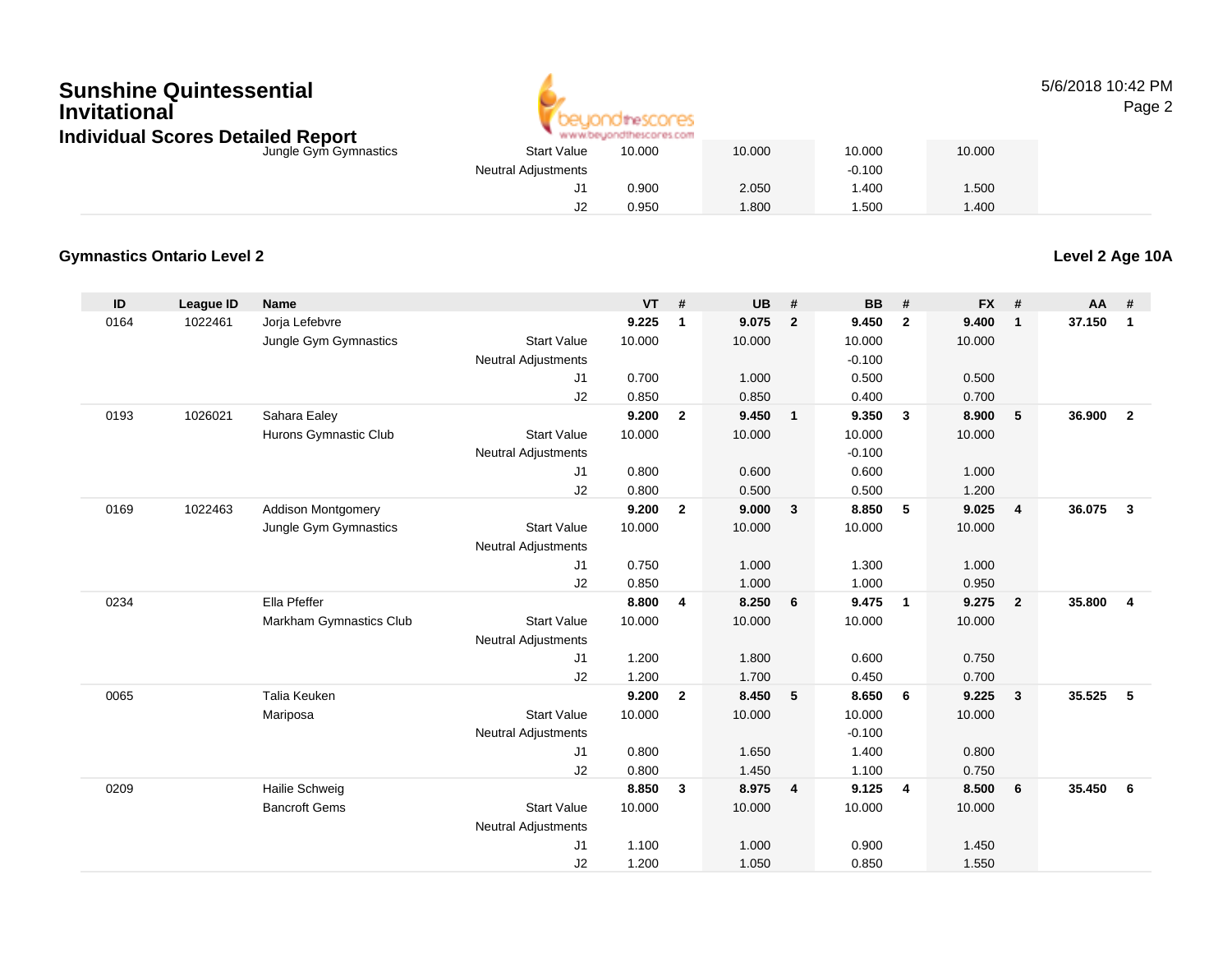# Sunshine Quintessential Invitational

## Individual Scores Detailed Report

5/6/2018 10:42 PM

| | | | | VT | # | UB | # | BB | # | FX | # | AA | # |
|---|---|---|---|---|---|---|---|---|---|---|---|---|---|
| | | Jungle Gym Gymnastics | Start Value | 10.000 | | 10.000 | | 10.000 | | 10.000 | | | |
| | | | Neutral Adjustments | | | | | -0.100 | | | | | |
| | | | J1 | 0.900 | | 2.050 | | 1.400 | | 1.500 | | | |
| | | | J2 | 0.950 | | 1.800 | | 1.500 | | 1.400 | | | |

### Gymnastics Ontario Level 2

**Level 2 Age 10A**

| ID | League ID | Name | | VT | # | UB | # | BB | # | FX | # | AA | # |
|---|---|---|---|---|---|---|---|---|---|---|---|---|---|
| 0164 | 1022461 | Jorja Lefebvre | | **9.225** | **1** | **9.075** | **2** | **9.450** | **2** | **9.400** | **1** | **37.150** | **1** |
| | | Jungle Gym Gymnastics | Start Value | 10.000 | | 10.000 | | 10.000 | | 10.000 | | | |
| | | | Neutral Adjustments | | | | | -0.100 | | | | | |
| | | | J1 | 0.700 | | 1.000 | | 0.500 | | 0.500 | | | |
| | | | J2 | 0.850 | | 0.850 | | 0.400 | | 0.700 | | | |
| 0193 | 1026021 | Sahara Ealey | | **9.200** | **2** | **9.450** | **1** | **9.350** | **3** | **8.900** | **5** | **36.900** | **2** |
| | | Hurons Gymnastic Club | Start Value | 10.000 | | 10.000 | | 10.000 | | 10.000 | | | |
| | | | Neutral Adjustments | | | | | -0.100 | | | | | |
| | | | J1 | 0.800 | | 0.600 | | 0.600 | | 1.000 | | | |
| | | | J2 | 0.800 | | 0.500 | | 0.500 | | 1.200 | | | |
| 0169 | 1022463 | Addison Montgomery | | **9.200** | **2** | **9.000** | **3** | **8.850** | **5** | **9.025** | **4** | **36.075** | **3** |
| | | Jungle Gym Gymnastics | Start Value | 10.000 | | 10.000 | | 10.000 | | 10.000 | | | |
| | | | Neutral Adjustments | | | | | | | | | | |
| | | | J1 | 0.750 | | 1.000 | | 1.300 | | 1.000 | | | |
| | | | J2 | 0.850 | | 1.000 | | 1.000 | | 0.950 | | | |
| 0234 | | Ella Pfeffer | | **8.800** | **4** | **8.250** | **6** | **9.475** | **1** | **9.275** | **2** | **35.800** | **4** |
| | | Markham Gymnastics Club | Start Value | 10.000 | | 10.000 | | 10.000 | | 10.000 | | | |
| | | | Neutral Adjustments | | | | | | | | | | |
| | | | J1 | 1.200 | | 1.800 | | 0.600 | | 0.750 | | | |
| | | | J2 | 1.200 | | 1.700 | | 0.450 | | 0.700 | | | |
| 0065 | | Talia Keuken | | **9.200** | **2** | **8.450** | **5** | **8.650** | **6** | **9.225** | **3** | **35.525** | **5** |
| | | Mariposa | Start Value | 10.000 | | 10.000 | | 10.000 | | 10.000 | | | |
| | | | Neutral Adjustments | | | | | -0.100 | | | | | |
| | | | J1 | 0.800 | | 1.650 | | 1.400 | | 0.800 | | | |
| | | | J2 | 0.800 | | 1.450 | | 1.100 | | 0.750 | | | |
| 0209 | | Hailie Schweig | | **8.850** | **3** | **8.975** | **4** | **9.125** | **4** | **8.500** | **6** | **35.450** | **6** |
| | | Bancroft Gems | Start Value | 10.000 | | 10.000 | | 10.000 | | 10.000 | | | |
| | | | Neutral Adjustments | | | | | | | | | | |
| | | | J1 | 1.100 | | 1.000 | | 0.900 | | 1.450 | | | |
| | | | J2 | 1.200 | | 1.050 | | 0.850 | | 1.550 | | | |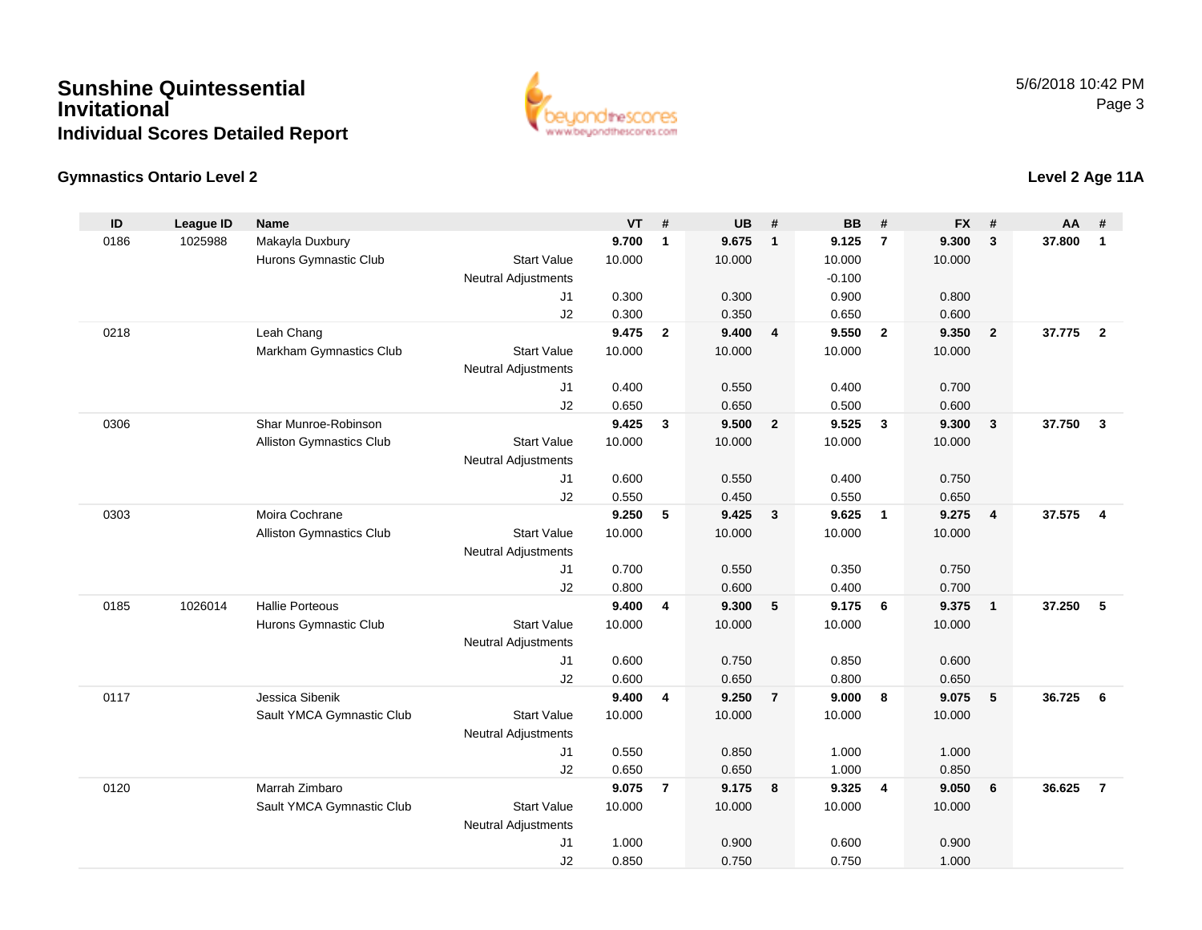# Sunshine Quintessential Invitational

## Individual Scores Detailed Report

5/6/2018 10:42 PM

### Gymnastics Ontario Level 2

### Level 2 Age 11A

| ID | League ID | Name | | VT | # | UB | # | BB | # | FX | # | AA | # |
|---|---|---|---|---|---|---|---|---|---|---|---|---|---|
| 0186 | 1025988 | Makayla Duxbury | | **9.700** | **1** | **9.675** | **1** | **9.125** | **7** | **9.300** | **3** | **37.800** | **1** |
| | | Hurons Gymnastic Club | Start Value | 10.000 | | 10.000 | | 10.000 | | 10.000 | | | |
| | | | Neutral Adjustments | | | | | -0.100 | | | | | |
| | | | J1 | 0.300 | | 0.300 | | 0.900 | | 0.800 | | | |
| | | | J2 | 0.300 | | 0.350 | | 0.650 | | 0.600 | | | |
| 0218 | | Leah Chang | | **9.475** | **2** | **9.400** | **4** | **9.550** | **2** | **9.350** | **2** | **37.775** | **2** |
| | | Markham Gymnastics Club | Start Value | 10.000 | | 10.000 | | 10.000 | | 10.000 | | | |
| | | | Neutral Adjustments | | | | | | | | | | |
| | | | J1 | 0.400 | | 0.550 | | 0.400 | | 0.700 | | | |
| | | | J2 | 0.650 | | 0.650 | | 0.500 | | 0.600 | | | |
| 0306 | | Shar Munroe-Robinson | | **9.425** | **3** | **9.500** | **2** | **9.525** | **3** | **9.300** | **3** | **37.750** | **3** |
| | | Alliston Gymnastics Club | Start Value | 10.000 | | 10.000 | | 10.000 | | 10.000 | | | |
| | | | Neutral Adjustments | | | | | | | | | | |
| | | | J1 | 0.600 | | 0.550 | | 0.400 | | 0.750 | | | |
| | | | J2 | 0.550 | | 0.450 | | 0.550 | | 0.650 | | | |
| 0303 | | Moira Cochrane | | **9.250** | **5** | **9.425** | **3** | **9.625** | **1** | **9.275** | **4** | **37.575** | **4** |
| | | Alliston Gymnastics Club | Start Value | 10.000 | | 10.000 | | 10.000 | | 10.000 | | | |
| | | | Neutral Adjustments | | | | | | | | | | |
| | | | J1 | 0.700 | | 0.550 | | 0.350 | | 0.750 | | | |
| | | | J2 | 0.800 | | 0.600 | | 0.400 | | 0.700 | | | |
| 0185 | 1026014 | Hallie Porteous | | **9.400** | **4** | **9.300** | **5** | **9.175** | **6** | **9.375** | **1** | **37.250** | **5** |
| | | Hurons Gymnastic Club | Start Value | 10.000 | | 10.000 | | 10.000 | | 10.000 | | | |
| | | | Neutral Adjustments | | | | | | | | | | |
| | | | J1 | 0.600 | | 0.750 | | 0.850 | | 0.600 | | | |
| | | | J2 | 0.600 | | 0.650 | | 0.800 | | 0.650 | | | |
| 0117 | | Jessica Sibenik | | **9.400** | **4** | **9.250** | **7** | **9.000** | **8** | **9.075** | **5** | **36.725** | **6** |
| | | Sault YMCA Gymnastic Club | Start Value | 10.000 | | 10.000 | | 10.000 | | 10.000 | | | |
| | | | Neutral Adjustments | | | | | | | | | | |
| | | | J1 | 0.550 | | 0.850 | | 1.000 | | 1.000 | | | |
| | | | J2 | 0.650 | | 0.650 | | 1.000 | | 0.850 | | | |
| 0120 | | Marrah Zimbaro | | **9.075** | **7** | **9.175** | **8** | **9.325** | **4** | **9.050** | **6** | **36.625** | **7** |
| | | Sault YMCA Gymnastic Club | Start Value | 10.000 | | 10.000 | | 10.000 | | 10.000 | | | |
| | | | Neutral Adjustments | | | | | | | | | | |
| | | | J1 | 1.000 | | 0.900 | | 0.600 | | 0.900 | | | |
| | | | J2 | 0.850 | | 0.750 | | 0.750 | | 1.000 | | | |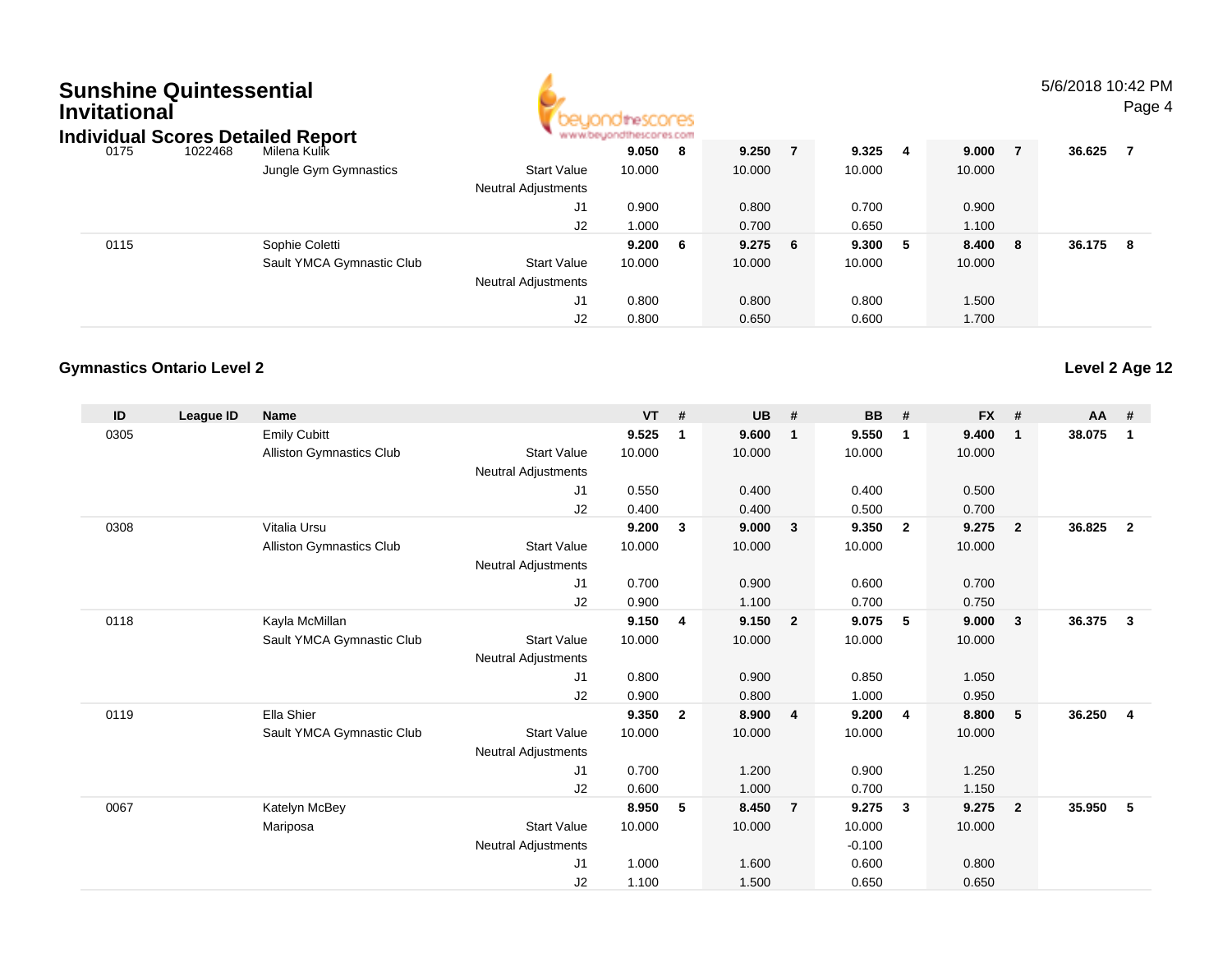## Sunshine Quintessential Invitational

### Individual Scores Detailed Report

| ID | League ID | Name | | VT | # | UB | # | BB | # | FX | # | AA | # |
|---|---|---|---|---|---|---|---|---|---|---|---|---|---|
| 0175 | 1022468 | Milena Kulik | | **9.050** | **8** | **9.250** | **7** | **9.325** | **4** | **9.000** | **7** | **36.625** | **7** |
| | | Jungle Gym Gymnastics | Start Value | 10.000 | | 10.000 | | 10.000 | | 10.000 | | | |
| | | | Neutral Adjustments | | | | | | | | | | |
| | | | J1 | 0.900 | | 0.800 | | 0.700 | | 0.900 | | | |
| | | | J2 | 1.000 | | 0.700 | | 0.650 | | 1.100 | | | |
| 0115 | | Sophie Coletti | | **9.200** | **6** | **9.275** | **6** | **9.300** | **5** | **8.400** | **8** | **36.175** | **8** |
| | | Sault YMCA Gymnastic Club | Start Value | 10.000 | | 10.000 | | 10.000 | | 10.000 | | | |
| | | | Neutral Adjustments | | | | | | | | | | |
| | | | J1 | 0.800 | | 0.800 | | 0.800 | | 1.500 | | | |
| | | | J2 | 0.800 | | 0.650 | | 0.600 | | 1.700 | | | |

### Gymnastics Ontario Level 2

**Level 2 Age 12**

| ID | League ID | Name | | VT | # | UB | # | BB | # | FX | # | AA | # |
|---|---|---|---|---|---|---|---|---|---|---|---|---|---|
| 0305 | | Emily Cubitt | | **9.525** | **1** | **9.600** | **1** | **9.550** | **1** | **9.400** | **1** | **38.075** | **1** |
| | | Alliston Gymnastics Club | Start Value | 10.000 | | 10.000 | | 10.000 | | 10.000 | | | |
| | | | Neutral Adjustments | | | | | | | | | | |
| | | | J1 | 0.550 | | 0.400 | | 0.400 | | 0.500 | | | |
| | | | J2 | 0.400 | | 0.400 | | 0.500 | | 0.700 | | | |
| 0308 | | Vitalia Ursu | | **9.200** | **3** | **9.000** | **3** | **9.350** | **2** | **9.275** | **2** | **36.825** | **2** |
| | | Alliston Gymnastics Club | Start Value | 10.000 | | 10.000 | | 10.000 | | 10.000 | | | |
| | | | Neutral Adjustments | | | | | | | | | | |
| | | | J1 | 0.700 | | 0.900 | | 0.600 | | 0.700 | | | |
| | | | J2 | 0.900 | | 1.100 | | 0.700 | | 0.750 | | | |
| 0118 | | Kayla McMillan | | **9.150** | **4** | **9.150** | **2** | **9.075** | **5** | **9.000** | **3** | **36.375** | **3** |
| | | Sault YMCA Gymnastic Club | Start Value | 10.000 | | 10.000 | | 10.000 | | 10.000 | | | |
| | | | Neutral Adjustments | | | | | | | | | | |
| | | | J1 | 0.800 | | 0.900 | | 0.850 | | 1.050 | | | |
| | | | J2 | 0.900 | | 0.800 | | 1.000 | | 0.950 | | | |
| 0119 | | Ella Shier | | **9.350** | **2** | **8.900** | **4** | **9.200** | **4** | **8.800** | **5** | **36.250** | **4** |
| | | Sault YMCA Gymnastic Club | Start Value | 10.000 | | 10.000 | | 10.000 | | 10.000 | | | |
| | | | Neutral Adjustments | | | | | | | | | | |
| | | | J1 | 0.700 | | 1.200 | | 0.900 | | 1.250 | | | |
| | | | J2 | 0.600 | | 1.000 | | 0.700 | | 1.150 | | | |
| 0067 | | Katelyn McBey | | **8.950** | **5** | **8.450** | **7** | **9.275** | **3** | **9.275** | **2** | **35.950** | **5** |
| | | Mariposa | Start Value | 10.000 | | 10.000 | | 10.000 | | 10.000 | | | |
| | | | Neutral Adjustments | | | | | -0.100 | | | | | |
| | | | J1 | 1.000 | | 1.600 | | 0.600 | | 0.800 | | | |
| | | | J2 | 1.100 | | 1.500 | | 0.650 | | 0.650 | | | |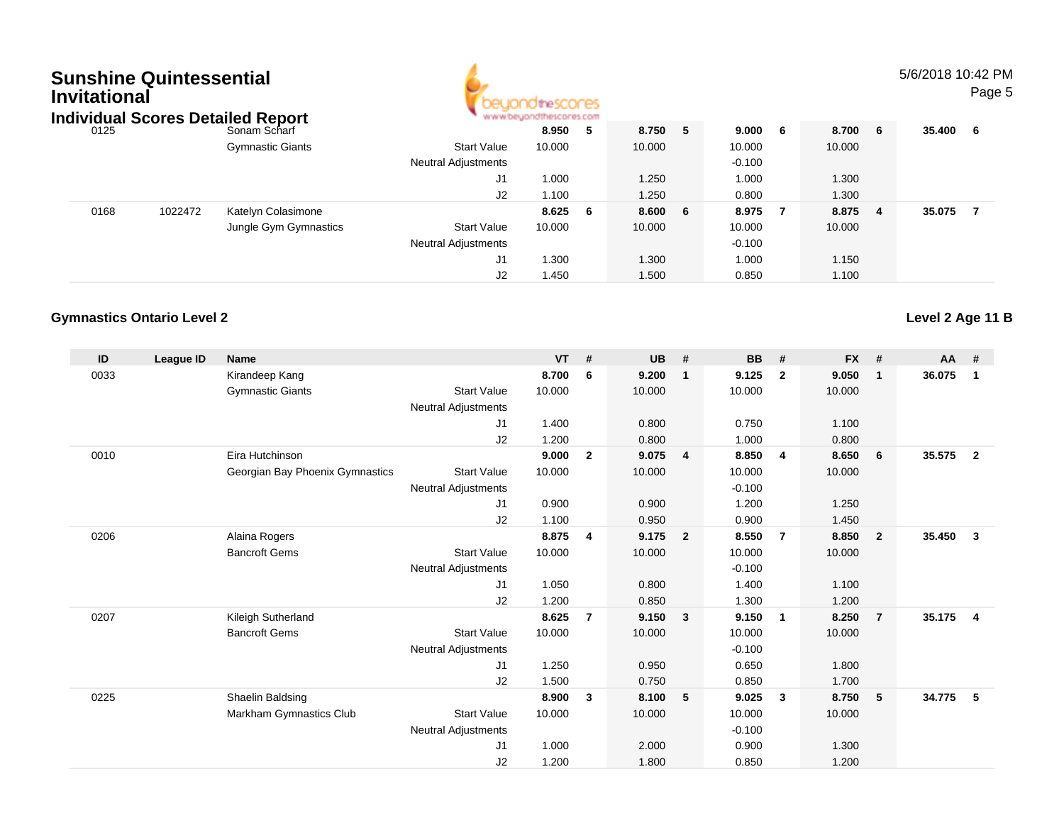# Sunshine Quintessential Invitational

## Individual Scores Detailed Report

| ID | League ID | Name | | VT | # | UB | # | BB | # | FX | # | AA | # |
|---|---|---|---|---|---|---|---|---|---|---|---|---|---|
| 0125 | | Sonam Scharf | | 8.950 | 5 | 8.750 | 5 | 9.000 | 6 | 8.700 | 6 | 35.400 | 6 |
| | | Gymnastic Giants | Start Value | 10.000 | | 10.000 | | 10.000 | | 10.000 | | | |
| | | | Neutral Adjustments | | | | | -0.100 | | | | | |
| | | | J1 | 1.000 | | 1.250 | | 1.000 | | 1.300 | | | |
| | | | J2 | 1.100 | | 1.250 | | 0.800 | | 1.300 | | | |
| 0168 | 1022472 | Katelyn Colasimone | | 8.625 | 6 | 8.600 | 6 | 8.975 | 7 | 8.875 | 4 | 35.075 | 7 |
| | | Jungle Gym Gymnastics | Start Value | 10.000 | | 10.000 | | 10.000 | | 10.000 | | | |
| | | | Neutral Adjustments | | | | | -0.100 | | | | | |
| | | | J1 | 1.300 | | 1.300 | | 1.000 | | 1.150 | | | |
| | | | J2 | 1.450 | | 1.500 | | 0.850 | | 1.100 | | | |

### Gymnastics Ontario Level 2

### Level 2 Age 11 B

| ID | League ID | Name | | VT | # | UB | # | BB | # | FX | # | AA | # |
|---|---|---|---|---|---|---|---|---|---|---|---|---|---|
| 0033 | | Kirandeep Kang | | 8.700 | 6 | 9.200 | 1 | 9.125 | 2 | 9.050 | 1 | 36.075 | 1 |
| | | Gymnastic Giants | Start Value | 10.000 | | 10.000 | | 10.000 | | 10.000 | | | |
| | | | Neutral Adjustments | | | | | | | | | | |
| | | | J1 | 1.400 | | 0.800 | | 0.750 | | 1.100 | | | |
| | | | J2 | 1.200 | | 0.800 | | 1.000 | | 0.800 | | | |
| 0010 | | Eira Hutchinson | | 9.000 | 2 | 9.075 | 4 | 8.850 | 4 | 8.650 | 6 | 35.575 | 2 |
| | | Georgian Bay Phoenix Gymnastics | Start Value | 10.000 | | 10.000 | | 10.000 | | 10.000 | | | |
| | | | Neutral Adjustments | | | | | -0.100 | | | | | |
| | | | J1 | 0.900 | | 0.900 | | 1.200 | | 1.250 | | | |
| | | | J2 | 1.100 | | 0.950 | | 0.900 | | 1.450 | | | |
| 0206 | | Alaina Rogers | | 8.875 | 4 | 9.175 | 2 | 8.550 | 7 | 8.850 | 2 | 35.450 | 3 |
| | | Bancroft Gems | Start Value | 10.000 | | 10.000 | | 10.000 | | 10.000 | | | |
| | | | Neutral Adjustments | | | | | -0.100 | | | | | |
| | | | J1 | 1.050 | | 0.800 | | 1.400 | | 1.100 | | | |
| | | | J2 | 1.200 | | 0.850 | | 1.300 | | 1.200 | | | |
| 0207 | | Kileigh Sutherland | | 8.625 | 7 | 9.150 | 3 | 9.150 | 1 | 8.250 | 7 | 35.175 | 4 |
| | | Bancroft Gems | Start Value | 10.000 | | 10.000 | | 10.000 | | 10.000 | | | |
| | | | Neutral Adjustments | | | | | -0.100 | | | | | |
| | | | J1 | 1.250 | | 0.950 | | 0.650 | | 1.800 | | | |
| | | | J2 | 1.500 | | 0.750 | | 0.850 | | 1.700 | | | |
| 0225 | | Shaelin Baldsing | | 8.900 | 3 | 8.100 | 5 | 9.025 | 3 | 8.750 | 5 | 34.775 | 5 |
| | | Markham Gymnastics Club | Start Value | 10.000 | | 10.000 | | 10.000 | | 10.000 | | | |
| | | | Neutral Adjustments | | | | | -0.100 | | | | | |
| | | | J1 | 1.000 | | 2.000 | | 0.900 | | 1.300 | | | |
| | | | J2 | 1.200 | | 1.800 | | 0.850 | | 1.200 | | | |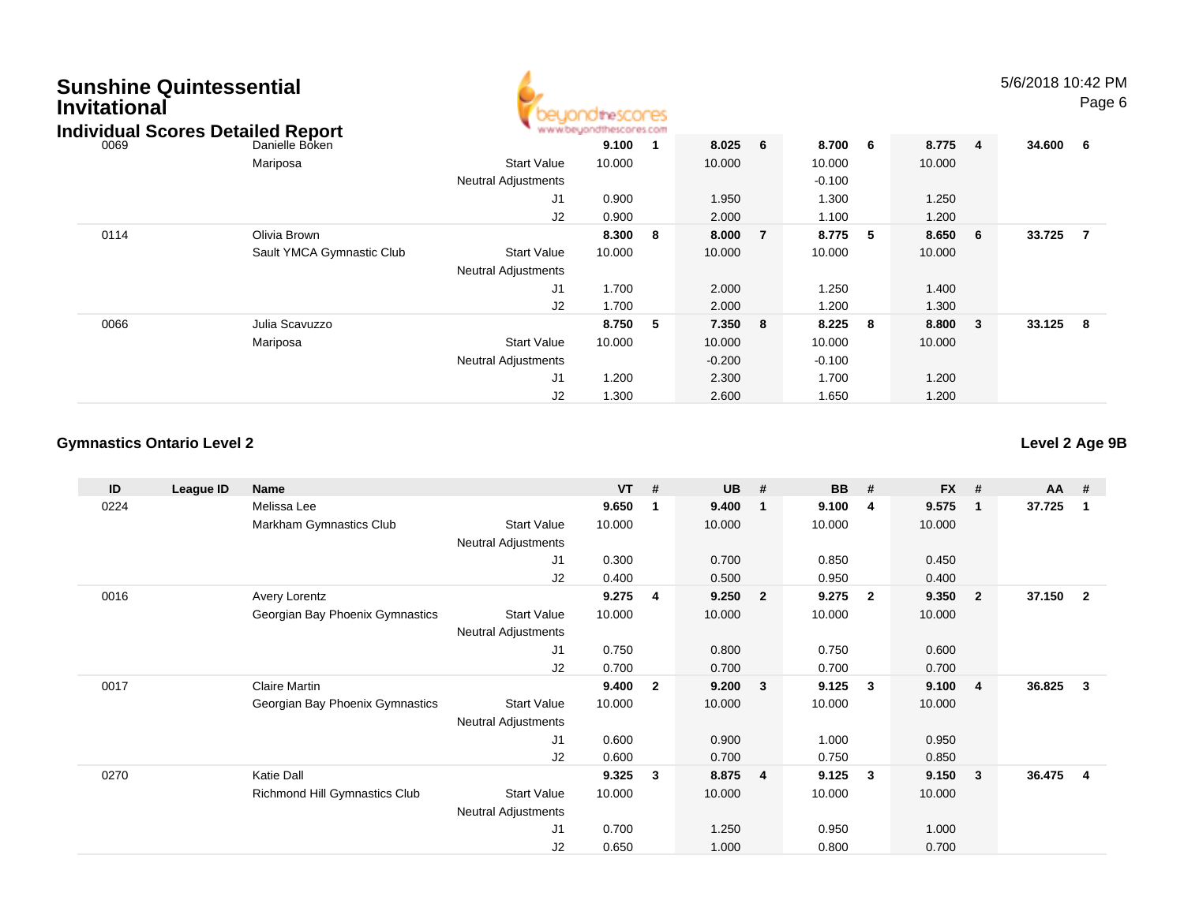# Sunshine Quintessential Invitational

## Individual Scores Detailed Report

5/6/2018 10:42 PM

| ID | League ID | Name | | VT | # | UB | # | BB | # | FX | # | AA | # |
|---|---|---|---|---|---|---|---|---|---|---|---|---|---|
| 0069 | | Danielle Boken | | **9.100** | **1** | **8.025** | **6** | **8.700** | **6** | **8.775** | **4** | **34.600** | **6** |
| | | Mariposa | Start Value | 10.000 | | 10.000 | | 10.000 | | 10.000 | | | |
| | | | Neutral Adjustments | | | | | -0.100 | | | | | |
| | | | J1 | 0.900 | | 1.950 | | 1.300 | | 1.250 | | | |
| | | | J2 | 0.900 | | 2.000 | | 1.100 | | 1.200 | | | |
| 0114 | | Olivia Brown | | **8.300** | **8** | **8.000** | **7** | **8.775** | **5** | **8.650** | **6** | **33.725** | **7** |
| | | Sault YMCA Gymnastic Club | Start Value | 10.000 | | 10.000 | | 10.000 | | 10.000 | | | |
| | | | Neutral Adjustments | | | | | | | | | | |
| | | | J1 | 1.700 | | 2.000 | | 1.250 | | 1.400 | | | |
| | | | J2 | 1.700 | | 2.000 | | 1.200 | | 1.300 | | | |
| 0066 | | Julia Scavuzzo | | **8.750** | **5** | **7.350** | **8** | **8.225** | **8** | **8.800** | **3** | **33.125** | **8** |
| | | Mariposa | Start Value | 10.000 | | 10.000 | | 10.000 | | 10.000 | | | |
| | | | Neutral Adjustments | | | -0.200 | | -0.100 | | | | | |
| | | | J1 | 1.200 | | 2.300 | | 1.700 | | 1.200 | | | |
| | | | J2 | 1.300 | | 2.600 | | 1.650 | | 1.200 | | | |

### Gymnastics Ontario Level 2

**Level 2 Age 9B**

| ID | League ID | Name | | VT | # | UB | # | BB | # | FX | # | AA | # |
|---|---|---|---|---|---|---|---|---|---|---|---|---|---|
| 0224 | | Melissa Lee | | **9.650** | **1** | **9.400** | **1** | **9.100** | **4** | **9.575** | **1** | **37.725** | **1** |
| | | Markham Gymnastics Club | Start Value | 10.000 | | 10.000 | | 10.000 | | 10.000 | | | |
| | | | Neutral Adjustments | | | | | | | | | | |
| | | | J1 | 0.300 | | 0.700 | | 0.850 | | 0.450 | | | |
| | | | J2 | 0.400 | | 0.500 | | 0.950 | | 0.400 | | | |
| 0016 | | Avery Lorentz | | **9.275** | **4** | **9.250** | **2** | **9.275** | **2** | **9.350** | **2** | **37.150** | **2** |
| | | Georgian Bay Phoenix Gymnastics | Start Value | 10.000 | | 10.000 | | 10.000 | | 10.000 | | | |
| | | | Neutral Adjustments | | | | | | | | | | |
| | | | J1 | 0.750 | | 0.800 | | 0.750 | | 0.600 | | | |
| | | | J2 | 0.700 | | 0.700 | | 0.700 | | 0.700 | | | |
| 0017 | | Claire Martin | | **9.400** | **2** | **9.200** | **3** | **9.125** | **3** | **9.100** | **4** | **36.825** | **3** |
| | | Georgian Bay Phoenix Gymnastics | Start Value | 10.000 | | 10.000 | | 10.000 | | 10.000 | | | |
| | | | Neutral Adjustments | | | | | | | | | | |
| | | | J1 | 0.600 | | 0.900 | | 1.000 | | 0.950 | | | |
| | | | J2 | 0.600 | | 0.700 | | 0.750 | | 0.850 | | | |
| 0270 | | Katie Dall | | **9.325** | **3** | **8.875** | **4** | **9.125** | **3** | **9.150** | **3** | **36.475** | **4** |
| | | Richmond Hill Gymnastics Club | Start Value | 10.000 | | 10.000 | | 10.000 | | 10.000 | | | |
| | | | Neutral Adjustments | | | | | | | | | | |
| | | | J1 | 0.700 | | 1.250 | | 0.950 | | 1.000 | | | |
| | | | J2 | 0.650 | | 1.000 | | 0.800 | | 0.700 | | | |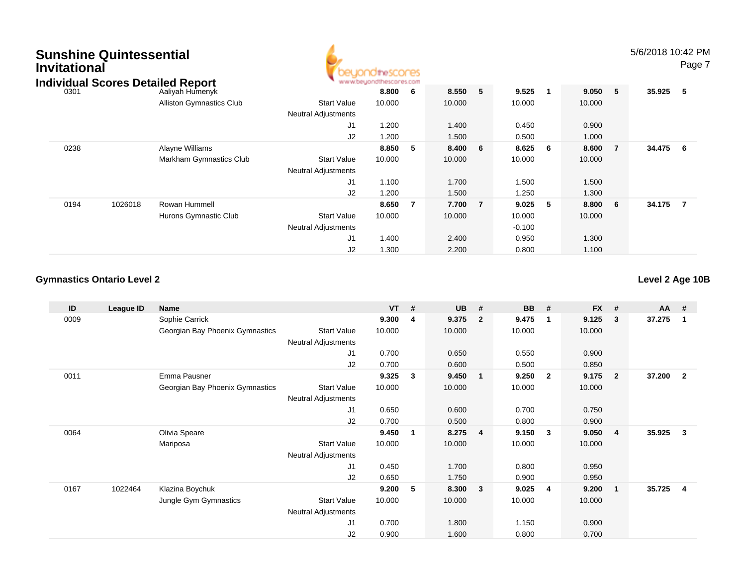# Sunshine Quintessential Invitational

## Individual Scores Detailed Report

| ID | League ID | Name | | VT | # | UB | # | BB | # | FX | # | AA | # |
|---|---|---|---|---|---|---|---|---|---|---|---|---|---|
| 0301 | | Aaliyah Humenyk | | 8.800 | 6 | 8.550 | 5 | 9.525 | 1 | 9.050 | 5 | 35.925 | 5 |
| | | Alliston Gymnastics Club | Start Value | 10.000 | | 10.000 | | 10.000 | | 10.000 | | | |
| | | | Neutral Adjustments | | | | | | | | | | |
| | | | J1 | 1.200 | | 1.400 | | 0.450 | | 0.900 | | | |
| | | | J2 | 1.200 | | 1.500 | | 0.500 | | 1.000 | | | |
| 0238 | | Alayne Williams | | 8.850 | 5 | 8.400 | 6 | 8.625 | 6 | 8.600 | 7 | 34.475 | 6 |
| | | Markham Gymnastics Club | Start Value | 10.000 | | 10.000 | | 10.000 | | 10.000 | | | |
| | | | Neutral Adjustments | | | | | | | | | | |
| | | | J1 | 1.100 | | 1.700 | | 1.500 | | 1.500 | | | |
| | | | J2 | 1.200 | | 1.500 | | 1.250 | | 1.300 | | | |
| 0194 | 1026018 | Rowan Hummell | | 8.650 | 7 | 7.700 | 7 | 9.025 | 5 | 8.800 | 6 | 34.175 | 7 |
| | | Hurons Gymnastic Club | Start Value | 10.000 | | 10.000 | | 10.000 | | 10.000 | | | |
| | | | Neutral Adjustments | | | | | -0.100 | | | | | |
| | | | J1 | 1.400 | | 2.400 | | 0.950 | | 1.300 | | | |
| | | | J2 | 1.300 | | 2.200 | | 0.800 | | 1.100 | | | |

### Gymnastics Ontario Level 2

**Level 2 Age 10B**

| ID | League ID | Name | | VT | # | UB | # | BB | # | FX | # | AA | # |
|---|---|---|---|---|---|---|---|---|---|---|---|---|---|
| 0009 | | Sophie Carrick | | 9.300 | 4 | 9.375 | 2 | 9.475 | 1 | 9.125 | 3 | 37.275 | 1 |
| | | Georgian Bay Phoenix Gymnastics | Start Value | 10.000 | | 10.000 | | 10.000 | | 10.000 | | | |
| | | | Neutral Adjustments | | | | | | | | | | |
| | | | J1 | 0.700 | | 0.650 | | 0.550 | | 0.900 | | | |
| | | | J2 | 0.700 | | 0.600 | | 0.500 | | 0.850 | | | |
| 0011 | | Emma Pausner | | 9.325 | 3 | 9.450 | 1 | 9.250 | 2 | 9.175 | 2 | 37.200 | 2 |
| | | Georgian Bay Phoenix Gymnastics | Start Value | 10.000 | | 10.000 | | 10.000 | | 10.000 | | | |
| | | | Neutral Adjustments | | | | | | | | | | |
| | | | J1 | 0.650 | | 0.600 | | 0.700 | | 0.750 | | | |
| | | | J2 | 0.700 | | 0.500 | | 0.800 | | 0.900 | | | |
| 0064 | | Olivia Speare | | 9.450 | 1 | 8.275 | 4 | 9.150 | 3 | 9.050 | 4 | 35.925 | 3 |
| | | Mariposa | Start Value | 10.000 | | 10.000 | | 10.000 | | 10.000 | | | |
| | | | Neutral Adjustments | | | | | | | | | | |
| | | | J1 | 0.450 | | 1.700 | | 0.800 | | 0.950 | | | |
| | | | J2 | 0.650 | | 1.750 | | 0.900 | | 0.950 | | | |
| 0167 | 1022464 | Klazina Boychuk | | 9.200 | 5 | 8.300 | 3 | 9.025 | 4 | 9.200 | 1 | 35.725 | 4 |
| | | Jungle Gym Gymnastics | Start Value | 10.000 | | 10.000 | | 10.000 | | 10.000 | | | |
| | | | Neutral Adjustments | | | | | | | | | | |
| | | | J1 | 0.700 | | 1.800 | | 1.150 | | 0.900 | | | |
| | | | J2 | 0.900 | | 1.600 | | 0.800 | | 0.700 | | | |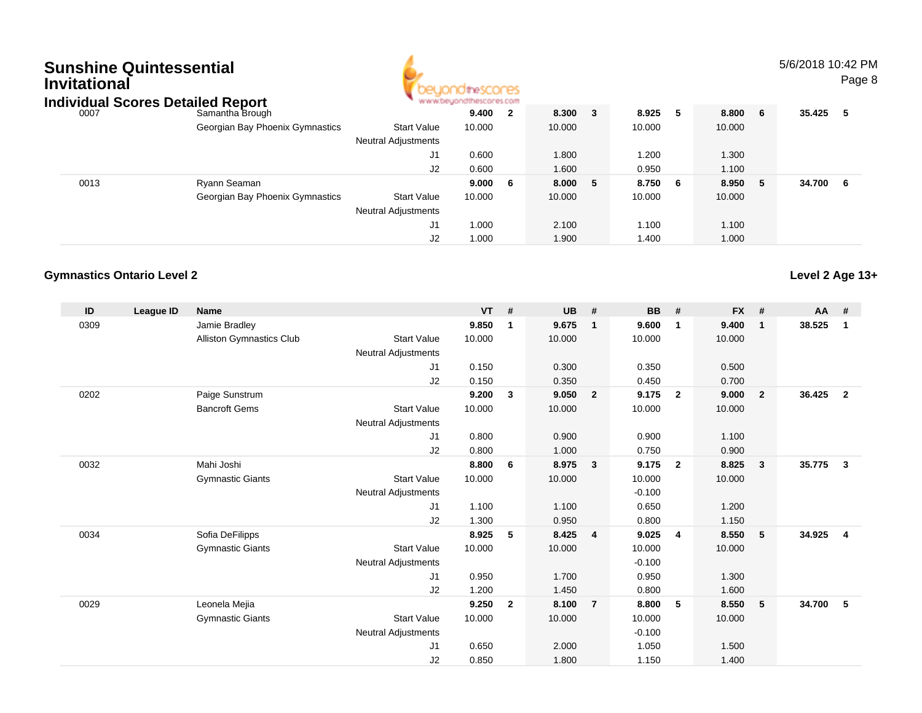# Sunshine Quintessential Invitational

## Individual Scores Detailed Report

| ID | League ID | Name | | VT | # | UB | # | BB | # | FX | # | AA | # |
|---|---|---|---|---|---|---|---|---|---|---|---|---|---|
| 0007 | | Samantha Brough | | **9.400** | **2** | **8.300** | **3** | **8.925** | **5** | **8.800** | **6** | **35.425** | **5** |
| | | Georgian Bay Phoenix Gymnastics | Start Value | 10.000 | | 10.000 | | 10.000 | | 10.000 | | | |
| | | | Neutral Adjustments | | | | | | | | | | |
| | | | J1 | 0.600 | | 1.800 | | 1.200 | | 1.300 | | | |
| | | | J2 | 0.600 | | 1.600 | | 0.950 | | 1.100 | | | |
| 0013 | | Ryann Seaman | | **9.000** | **6** | **8.000** | **5** | **8.750** | **6** | **8.950** | **5** | **34.700** | **6** |
| | | Georgian Bay Phoenix Gymnastics | Start Value | 10.000 | | 10.000 | | 10.000 | | 10.000 | | | |
| | | | Neutral Adjustments | | | | | | | | | | |
| | | | J1 | 1.000 | | 2.100 | | 1.100 | | 1.100 | | | |
| | | | J2 | 1.000 | | 1.900 | | 1.400 | | 1.000 | | | |

### Gymnastics Ontario Level 2

**Level 2 Age 13+**

| ID | League ID | Name | | VT | # | UB | # | BB | # | FX | # | AA | # |
|---|---|---|---|---|---|---|---|---|---|---|---|---|---|
| 0309 | | Jamie Bradley | | **9.850** | **1** | **9.675** | **1** | **9.600** | **1** | **9.400** | **1** | **38.525** | **1** |
| | | Alliston Gymnastics Club | Start Value | 10.000 | | 10.000 | | 10.000 | | 10.000 | | | |
| | | | Neutral Adjustments | | | | | | | | | | |
| | | | J1 | 0.150 | | 0.300 | | 0.350 | | 0.500 | | | |
| | | | J2 | 0.150 | | 0.350 | | 0.450 | | 0.700 | | | |
| 0202 | | Paige Sunstrum | | **9.200** | **3** | **9.050** | **2** | **9.175** | **2** | **9.000** | **2** | **36.425** | **2** |
| | | Bancroft Gems | Start Value | 10.000 | | 10.000 | | 10.000 | | 10.000 | | | |
| | | | Neutral Adjustments | | | | | | | | | | |
| | | | J1 | 0.800 | | 0.900 | | 0.900 | | 1.100 | | | |
| | | | J2 | 0.800 | | 1.000 | | 0.750 | | 0.900 | | | |
| 0032 | | Mahi Joshi | | **8.800** | **6** | **8.975** | **3** | **9.175** | **2** | **8.825** | **3** | **35.775** | **3** |
| | | Gymnastic Giants | Start Value | 10.000 | | 10.000 | | 10.000 | | 10.000 | | | |
| | | | Neutral Adjustments | | | | | -0.100 | | | | | |
| | | | J1 | 1.100 | | 1.100 | | 0.650 | | 1.200 | | | |
| | | | J2 | 1.300 | | 0.950 | | 0.800 | | 1.150 | | | |
| 0034 | | Sofia DeFilipps | | **8.925** | **5** | **8.425** | **4** | **9.025** | **4** | **8.550** | **5** | **34.925** | **4** |
| | | Gymnastic Giants | Start Value | 10.000 | | 10.000 | | 10.000 | | 10.000 | | | |
| | | | Neutral Adjustments | | | | | -0.100 | | | | | |
| | | | J1 | 0.950 | | 1.700 | | 0.950 | | 1.300 | | | |
| | | | J2 | 1.200 | | 1.450 | | 0.800 | | 1.600 | | | |
| 0029 | | Leonela Mejia | | **9.250** | **2** | **8.100** | **7** | **8.800** | **5** | **8.550** | **5** | **34.700** | **5** |
| | | Gymnastic Giants | Start Value | 10.000 | | 10.000 | | 10.000 | | 10.000 | | | |
| | | | Neutral Adjustments | | | | | -0.100 | | | | | |
| | | | J1 | 0.650 | | 2.000 | | 1.050 | | 1.500 | | | |
| | | | J2 | 0.850 | | 1.800 | | 1.150 | | 1.400 | | | |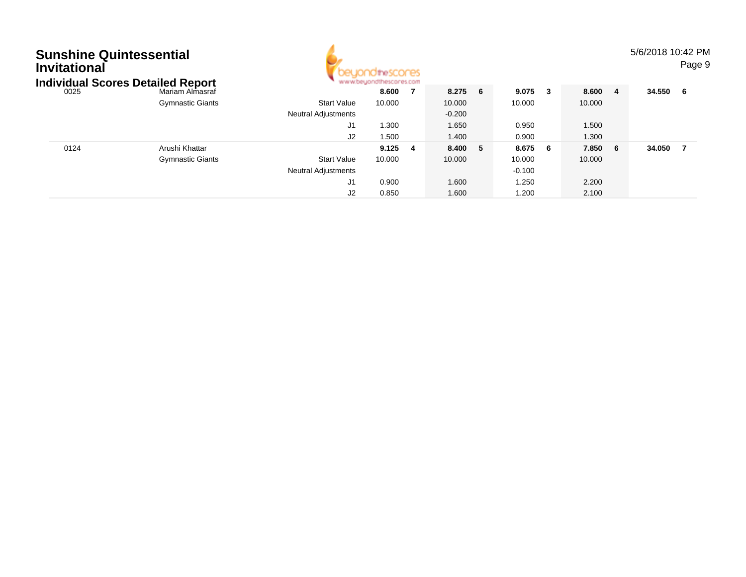# Sunshine Quintessential Invitational

## Individual Scores Detailed Report

| | | | | | | | | | | | | |
|---|---|---|---|---|---|---|---|---|---|---|---|---|
| 0025 | Mariam Almasraf | | **8.600** | **7** | **8.275** | **6** | **9.075** | **3** | **8.600** | **4** | **34.550** | **6** |
| | Gymnastic Giants | Start Value | 10.000 | | 10.000 | | 10.000 | | 10.000 | | | |
| | | Neutral Adjustments | | | -0.200 | | | | | | | |
| | | J1 | 1.300 | | 1.650 | | 0.950 | | 1.500 | | | |
| | | J2 | 1.500 | | 1.400 | | 0.900 | | 1.300 | | | |
| 0124 | Arushi Khattar | | **9.125** | **4** | **8.400** | **5** | **8.675** | **6** | **7.850** | **6** | **34.050** | **7** |
| | Gymnastic Giants | Start Value | 10.000 | | 10.000 | | 10.000 | | 10.000 | | | |
| | | Neutral Adjustments | | | | | -0.100 | | | | | |
| | | J1 | 0.900 | | 1.600 | | 1.250 | | 2.200 | | | |
| | | J2 | 0.850 | | 1.600 | | 1.200 | | 2.100 | | | |